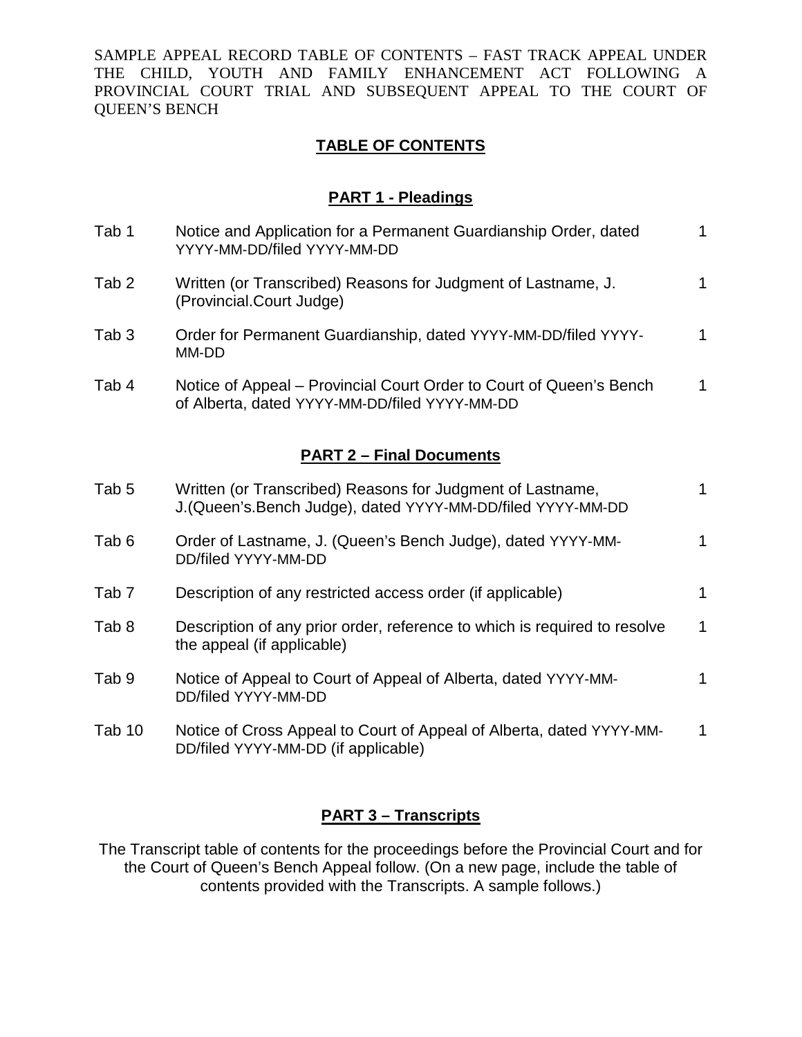SAMPLE APPEAL RECORD TABLE OF CONTENTS – FAST TRACK APPEAL UNDER THE CHILD, YOUTH AND FAMILY ENHANCEMENT ACT FOLLOWING A PROVINCIAL COURT TRIAL AND SUBSEQUENT APPEAL TO THE COURT OF QUEEN'S BENCH

## TABLE OF CONTENTS

### PART 1 - Pleadings

| | | |
|---|---|---|
| Tab 1 | Notice and Application for a Permanent Guardianship Order, dated YYYY-MM-DD/filed YYYY-MM-DD | 1 |
| Tab 2 | Written (or Transcribed) Reasons for Judgment of Lastname, J. (Provincial.Court Judge) | 1 |
| Tab 3 | Order for Permanent Guardianship, dated YYYY-MM-DD/filed YYYY-MM-DD | 1 |
| Tab 4 | Notice of Appeal – Provincial Court Order to Court of Queen's Bench of Alberta, dated YYYY-MM-DD/filed YYYY-MM-DD | 1 |

### PART 2 – Final Documents

| | | |
|---|---|---|
| Tab 5 | Written (or Transcribed) Reasons for Judgment of Lastname, J.(Queen's.Bench Judge), dated YYYY-MM-DD/filed YYYY-MM-DD | 1 |
| Tab 6 | Order of Lastname, J. (Queen's Bench Judge), dated YYYY-MM-DD/filed YYYY-MM-DD | 1 |
| Tab 7 | Description of any restricted access order (if applicable) | 1 |
| Tab 8 | Description of any prior order, reference to which is required to resolve the appeal (if applicable) | 1 |
| Tab 9 | Notice of Appeal to Court of Appeal of Alberta, dated YYYY-MM-DD/filed YYYY-MM-DD | 1 |
| Tab 10 | Notice of Cross Appeal to Court of Appeal of Alberta, dated YYYY-MM-DD/filed YYYY-MM-DD (if applicable) | 1 |

### PART 3 – Transcripts

The Transcript table of contents for the proceedings before the Provincial Court and for the Court of Queen's Bench Appeal follow. (On a new page, include the table of contents provided with the Transcripts. A sample follows.)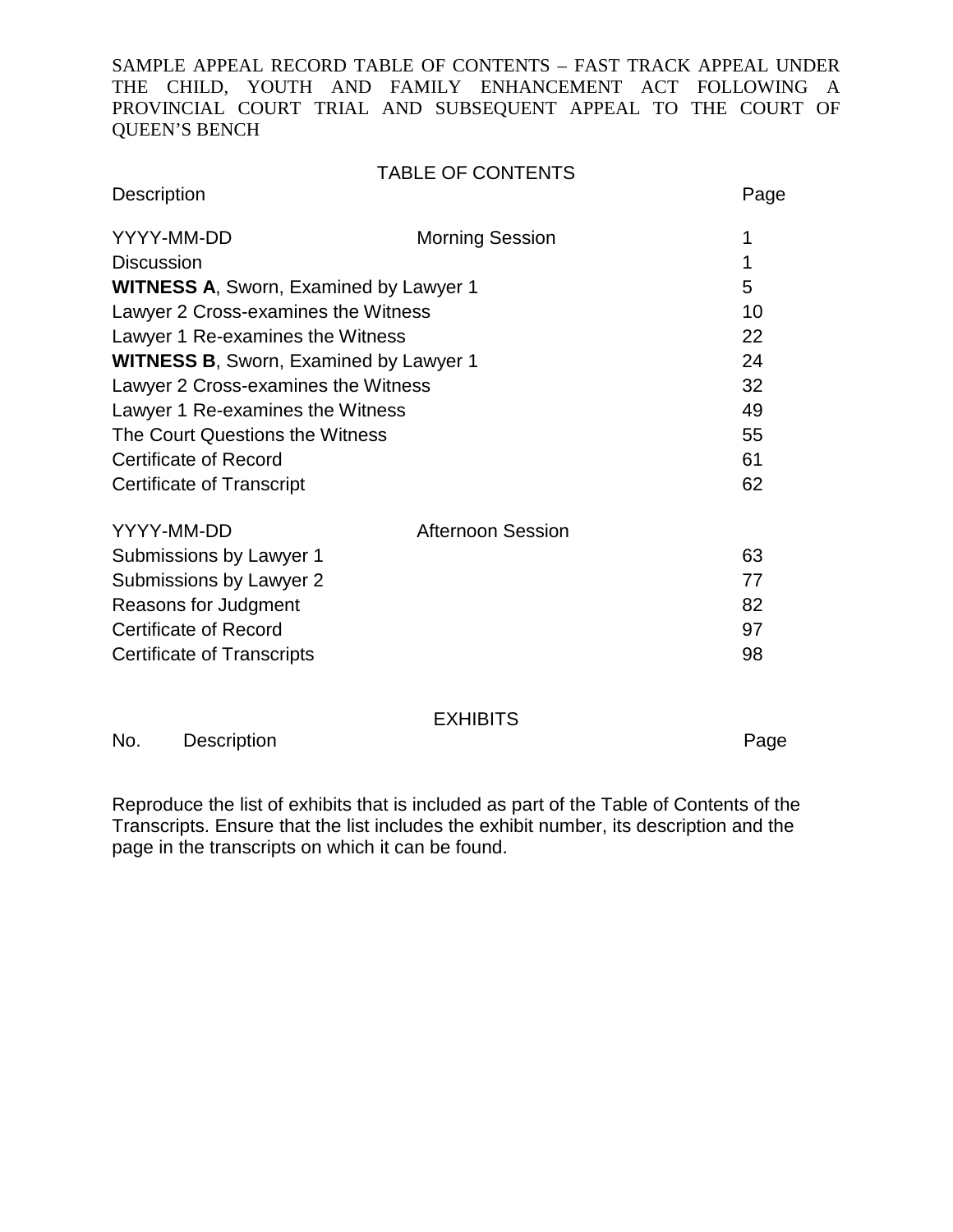SAMPLE APPEAL RECORD TABLE OF CONTENTS – FAST TRACK APPEAL UNDER THE CHILD, YOUTH AND FAMILY ENHANCEMENT ACT FOLLOWING A PROVINCIAL COURT TRIAL AND SUBSEQUENT APPEAL TO THE COURT OF QUEEN'S BENCH

## TABLE OF CONTENTS

| Description | | Page |
| --- | --- | --- |
| YYYY-MM-DD | Morning Session | 1 |
| Discussion | | 1 |
| **WITNESS A**, Sworn, Examined by Lawyer 1 | | 5 |
| Lawyer 2 Cross-examines the Witness | | 10 |
| Lawyer 1 Re-examines the Witness | | 22 |
| **WITNESS B**, Sworn, Examined by Lawyer 1 | | 24 |
| Lawyer 2 Cross-examines the Witness | | 32 |
| Lawyer 1 Re-examines the Witness | | 49 |
| The Court Questions the Witness | | 55 |
| Certificate of Record | | 61 |
| Certificate of Transcript | | 62 |
| | | |
| YYYY-MM-DD | Afternoon Session | |
| Submissions by Lawyer 1 | | 63 |
| Submissions by Lawyer 2 | | 77 |
| Reasons for Judgment | | 82 |
| Certificate of Record | | 97 |
| Certificate of Transcripts | | 98 |

## EXHIBITS

| No. | Description | Page |
| --- | --- | --- |

Reproduce the list of exhibits that is included as part of the Table of Contents of the Transcripts. Ensure that the list includes the exhibit number, its description and the page in the transcripts on which it can be found.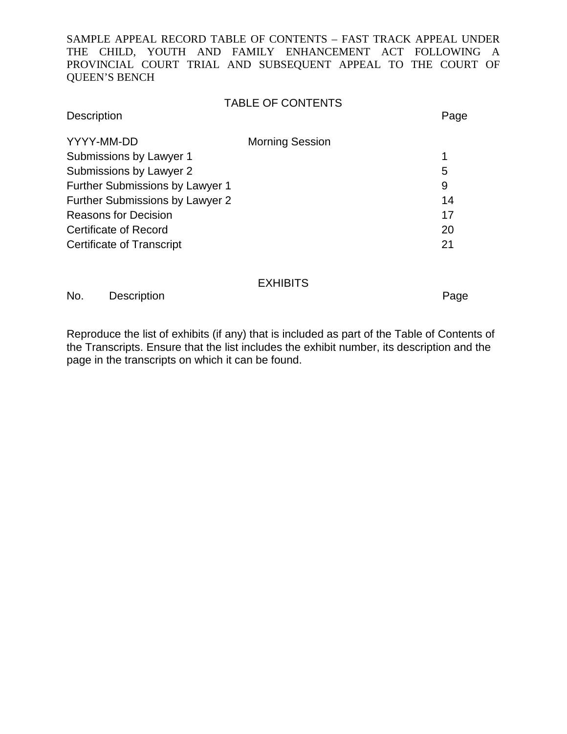SAMPLE APPEAL RECORD TABLE OF CONTENTS – FAST TRACK APPEAL UNDER THE CHILD, YOUTH AND FAMILY ENHANCEMENT ACT FOLLOWING A PROVINCIAL COURT TRIAL AND SUBSEQUENT APPEAL TO THE COURT OF QUEEN'S BENCH

## TABLE OF CONTENTS

| Description | | Page |
|---|---|---|
| YYYY-MM-DD | Morning Session | |
| Submissions by Lawyer 1 | | 1 |
| Submissions by Lawyer 2 | | 5 |
| Further Submissions by Lawyer 1 | | 9 |
| Further Submissions by Lawyer 2 | | 14 |
| Reasons for Decision | | 17 |
| Certificate of Record | | 20 |
| Certificate of Transcript | | 21 |

## EXHIBITS

| No. | Description | Page |
|---|---|---|

Reproduce the list of exhibits (if any) that is included as part of the Table of Contents of the Transcripts. Ensure that the list includes the exhibit number, its description and the page in the transcripts on which it can be found.